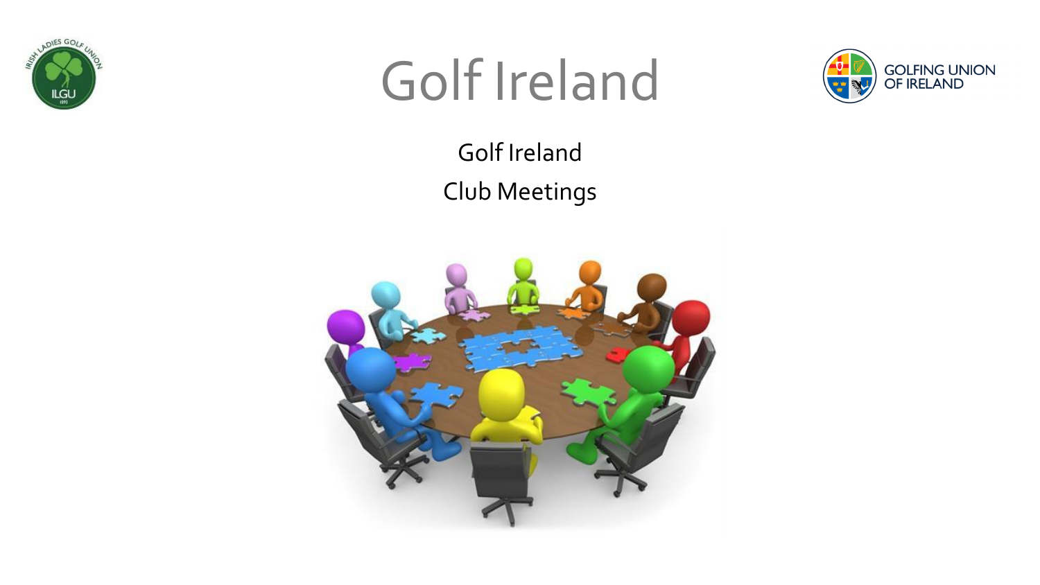# Golf Ireland

Golf Ireland

Club Meetings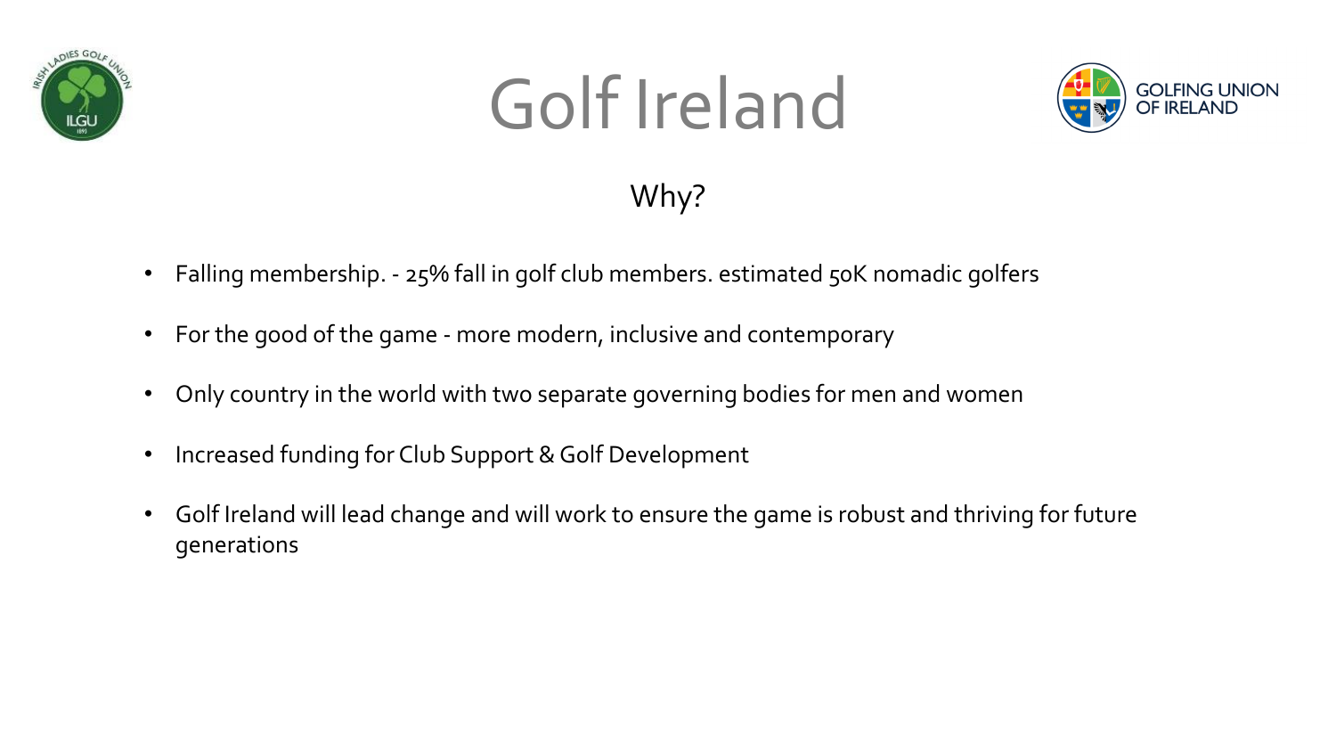# Golf Ireland

## Why?

- Falling membership. - 25% fall in golf club members. estimated 50K nomadic golfers
- For the good of the game - more modern, inclusive and contemporary
- Only country in the world with two separate governing bodies for men and women
- Increased funding for Club Support & Golf Development
- Golf Ireland will lead change and will work to ensure the game is robust and thriving for future generations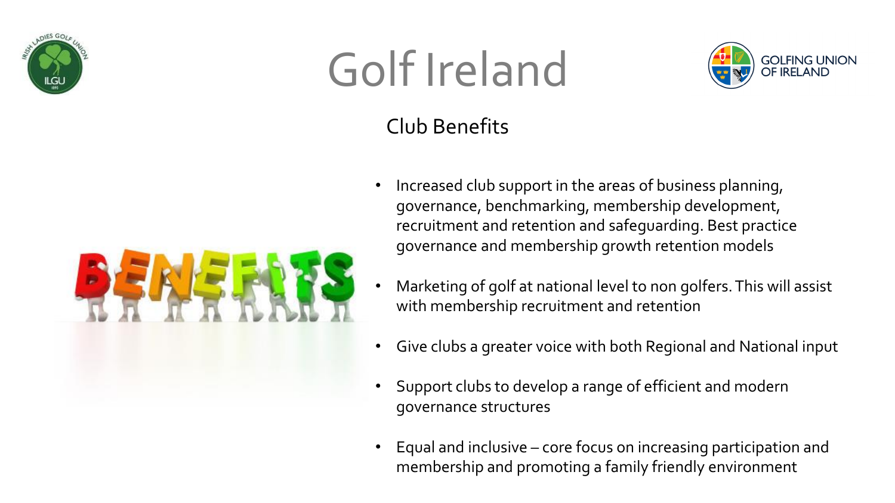# Golf Ireland

## Club Benefits

- Increased club support in the areas of business planning, governance, benchmarking, membership development, recruitment and retention and safeguarding. Best practice governance and membership growth retention models
- Marketing of golf at national level to non golfers. This will assist with membership recruitment and retention
- Give clubs a greater voice with both Regional and National input
- Support clubs to develop a range of efficient and modern governance structures
- Equal and inclusive – core focus on increasing participation and membership and promoting a family friendly environment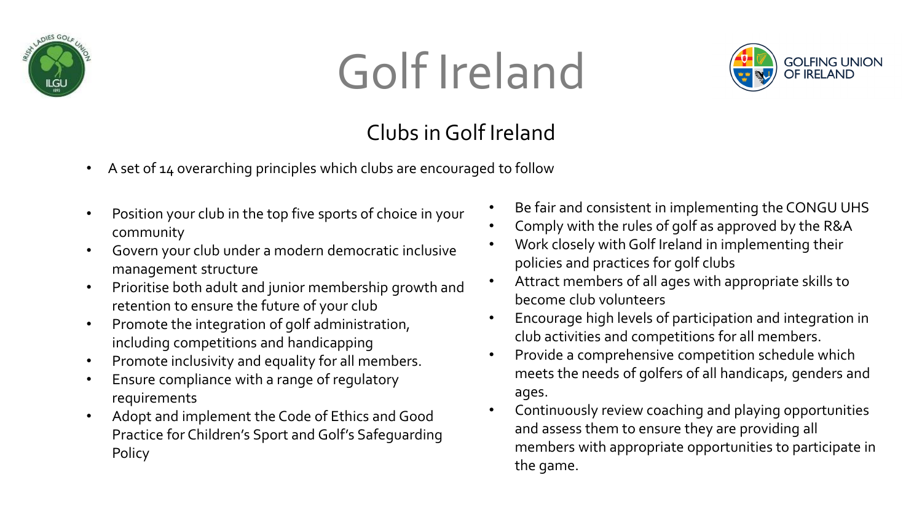# Golf Ireland

## Clubs in Golf Ireland

- A set of 14 overarching principles which clubs are encouraged to follow

- Position your club in the top five sports of choice in your community
- Govern your club under a modern democratic inclusive management structure
- Prioritise both adult and junior membership growth and retention to ensure the future of your club
- Promote the integration of golf administration, including competitions and handicapping
- Promote inclusivity and equality for all members.
- Ensure compliance with a range of regulatory requirements
- Adopt and implement the Code of Ethics and Good Practice for Children's Sport and Golf's Safeguarding Policy
- Be fair and consistent in implementing the CONGU UHS
- Comply with the rules of golf as approved by the R&A
- Work closely with Golf Ireland in implementing their policies and practices for golf clubs
- Attract members of all ages with appropriate skills to become club volunteers
- Encourage high levels of participation and integration in club activities and competitions for all members.
- Provide a comprehensive competition schedule which meets the needs of golfers of all handicaps, genders and ages.
- Continuously review coaching and playing opportunities and assess them to ensure they are providing all members with appropriate opportunities to participate in the game.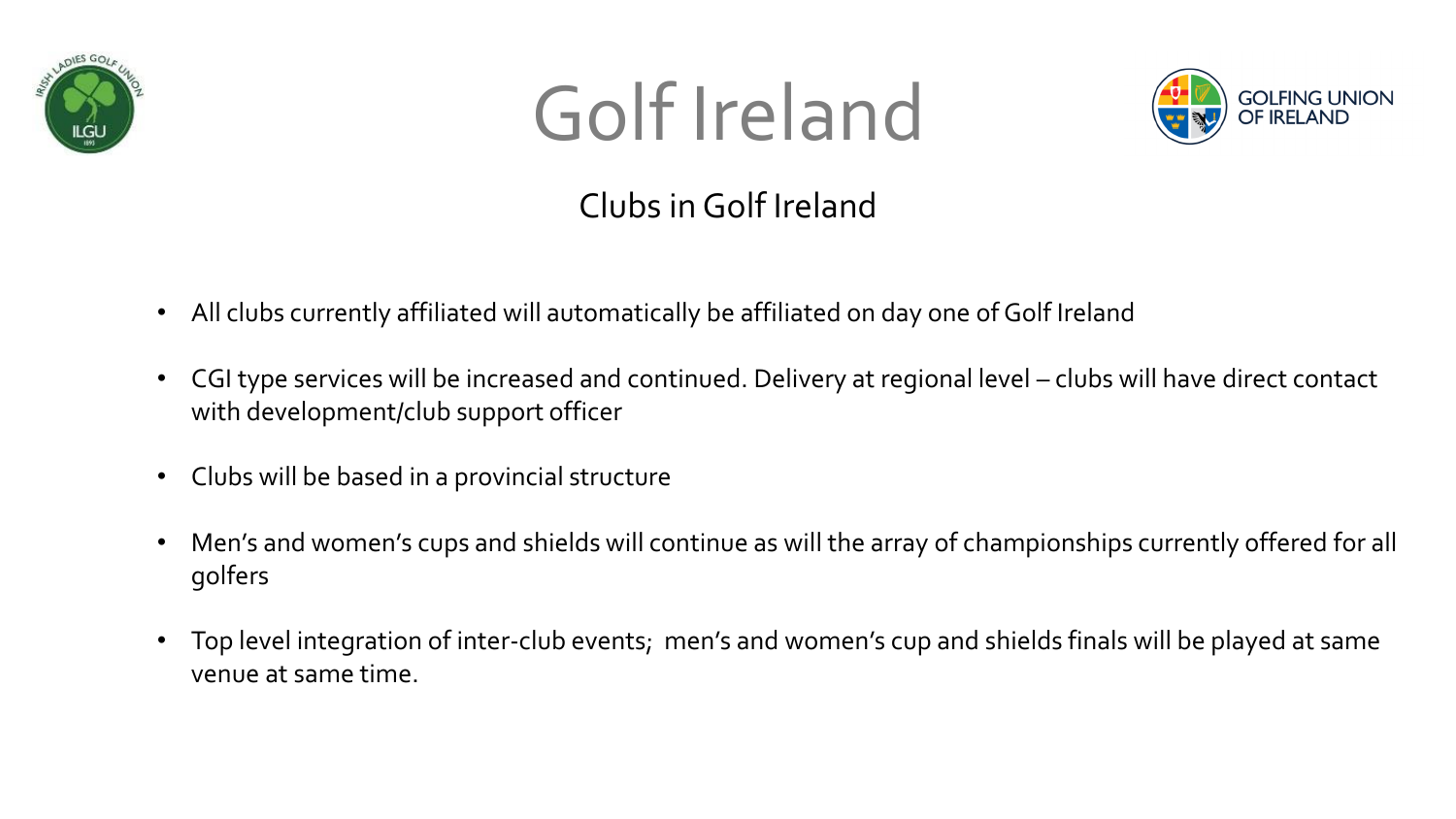# Golf Ireland

## Clubs in Golf Ireland

- All clubs currently affiliated will automatically be affiliated on day one of Golf Ireland
- CGI type services will be increased and continued. Delivery at regional level – clubs will have direct contact with development/club support officer
- Clubs will be based in a provincial structure
- Men's and women's cups and shields will continue as will the array of championships currently offered for all golfers
- Top level integration of inter-club events; men's and women's cup and shields finals will be played at same venue at same time.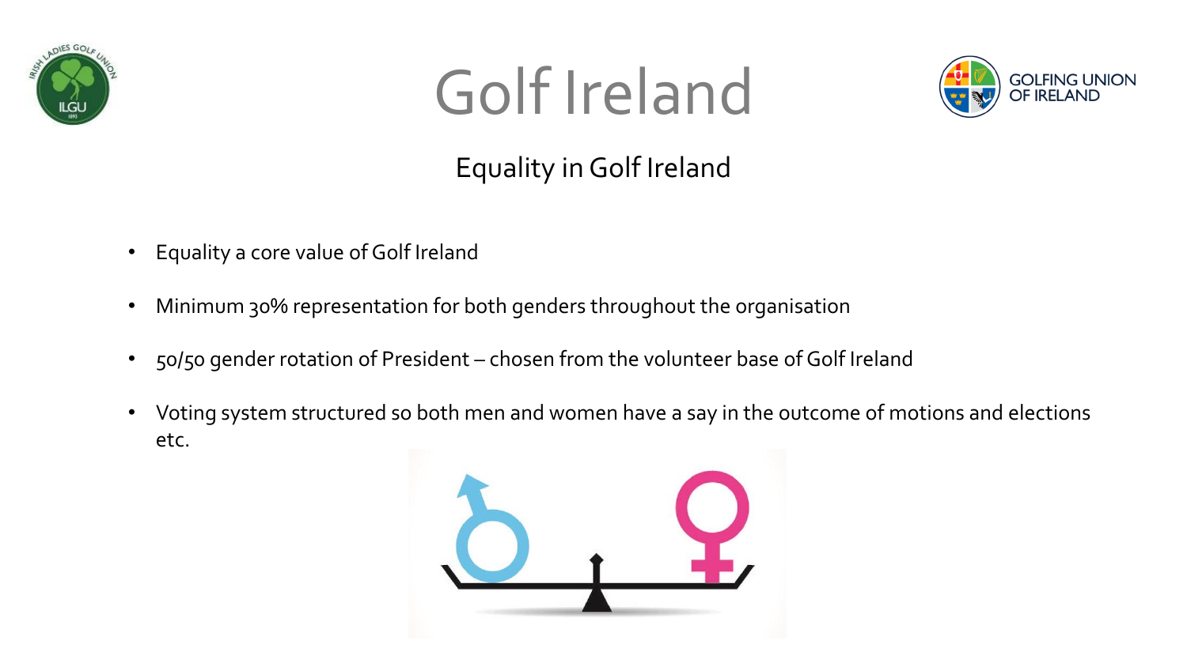# Golf Ireland

## Equality in Golf Ireland

- Equality a core value of Golf Ireland
- Minimum 30% representation for both genders throughout the organisation
- 50/50 gender rotation of President – chosen from the volunteer base of Golf Ireland
- Voting system structured so both men and women have a say in the outcome of motions and elections etc.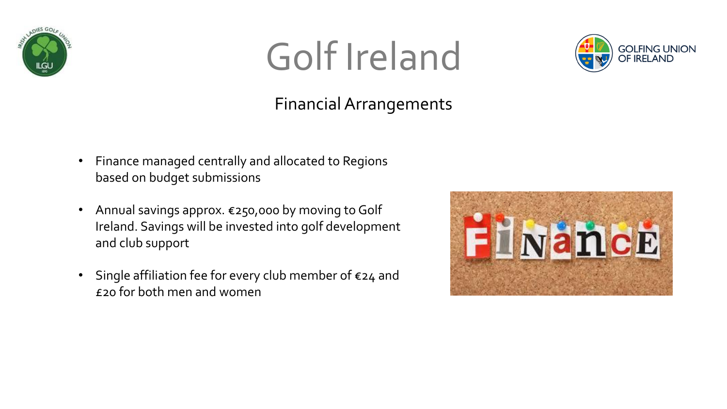# Golf Ireland

## Financial Arrangements

- Finance managed centrally and allocated to Regions based on budget submissions
- Annual savings approx. €250,000 by moving to Golf Ireland. Savings will be invested into golf development and club support
- Single affiliation fee for every club member of €24 and £20 for both men and women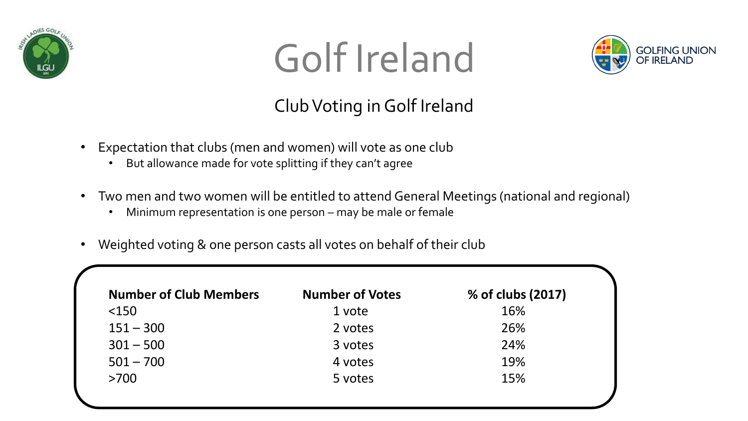# Golf Ireland

## Club Voting in Golf Ireland

- Expectation that clubs (men and women) will vote as one club
  - But allowance made for vote splitting if they can't agree
- Two men and two women will be entitled to attend General Meetings (national and regional)
  - Minimum representation is one person – may be male or female
- Weighted voting & one person casts all votes on behalf of their club

| Number of Club Members | Number of Votes | % of clubs (2017) |
| --- | --- | --- |
| <150 | 1 vote | 16% |
| 151 – 300 | 2 votes | 26% |
| 301 – 500 | 3 votes | 24% |
| 501 – 700 | 4 votes | 19% |
| >700 | 5 votes | 15% |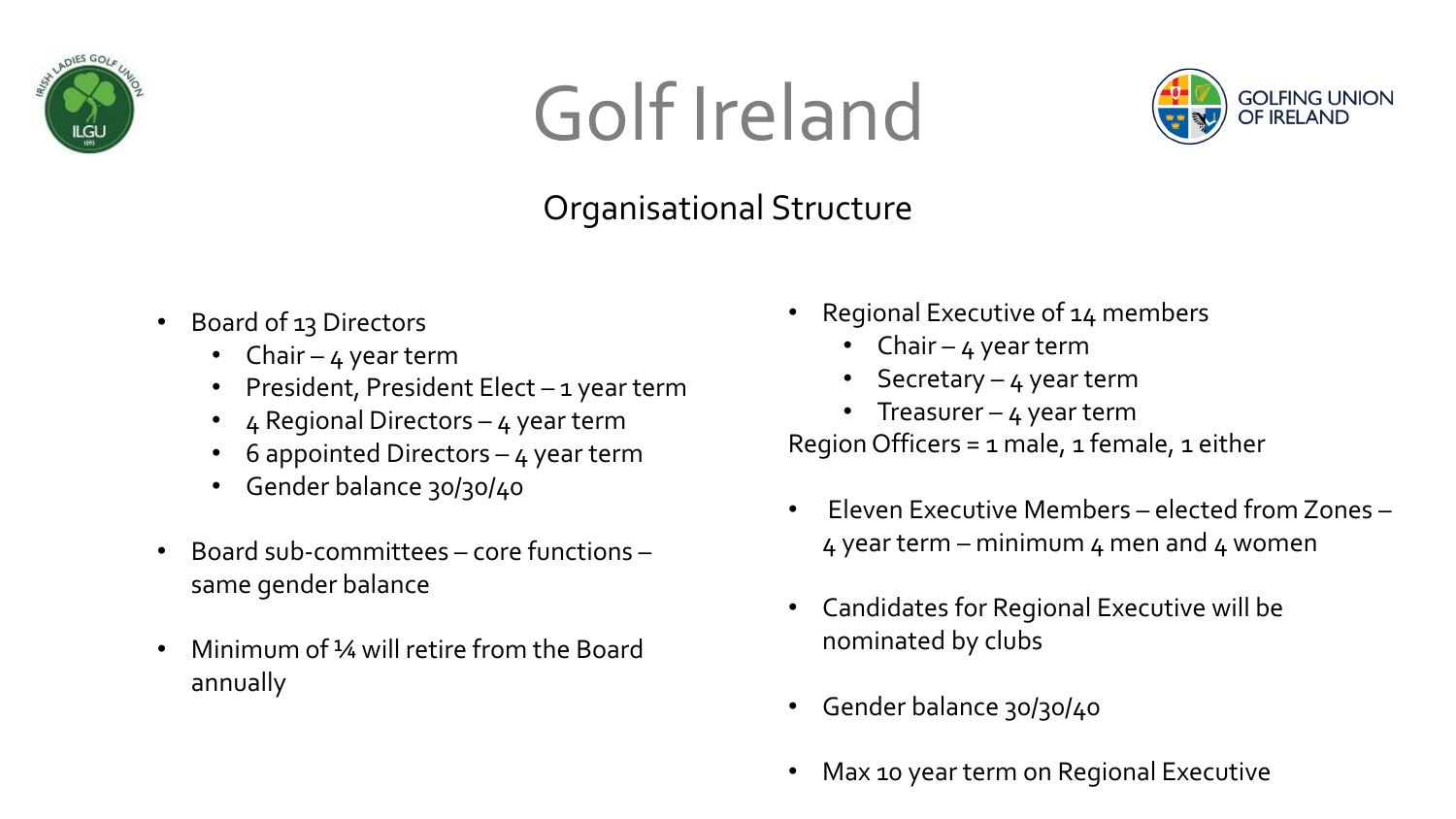# Golf Ireland

## Organisational Structure

- Board of 13 Directors
  - Chair – 4 year term
  - President, President Elect – 1 year term
  - 4 Regional Directors – 4 year term
  - 6 appointed Directors – 4 year term
  - Gender balance 30/30/40
- Board sub-committees – core functions – same gender balance
- Minimum of ¼ will retire from the Board annually

- Regional Executive of 14 members
  - Chair – 4 year term
  - Secretary – 4 year term
  - Treasurer – 4 year term

Region Officers = 1 male, 1 female, 1 either

- Eleven Executive Members – elected from Zones – 4 year term – minimum 4 men and 4 women
- Candidates for Regional Executive will be nominated by clubs
- Gender balance 30/30/40
- Max 10 year term on Regional Executive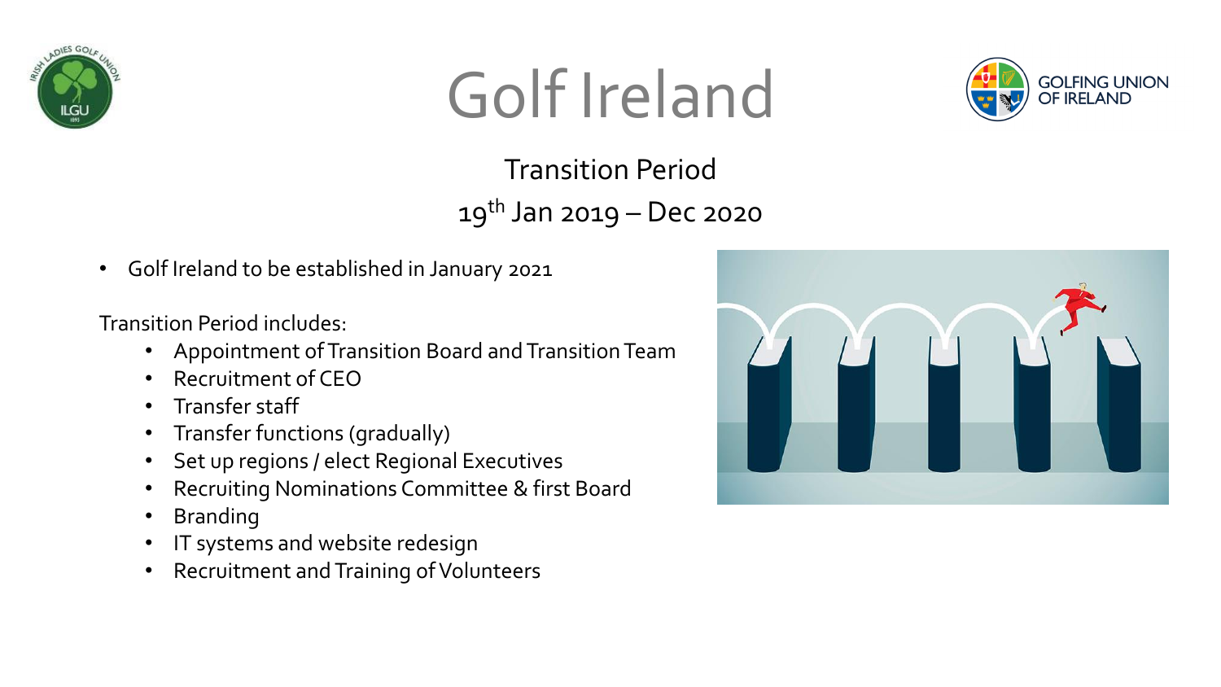# Golf Ireland

## Transition Period

19th Jan 2019 – Dec 2020

- Golf Ireland to be established in January 2021

Transition Period includes:

- Appointment of Transition Board and Transition Team
- Recruitment of CEO
- Transfer staff
- Transfer functions (gradually)
- Set up regions / elect Regional Executives
- Recruiting Nominations Committee & first Board
- Branding
- IT systems and website redesign
- Recruitment and Training of Volunteers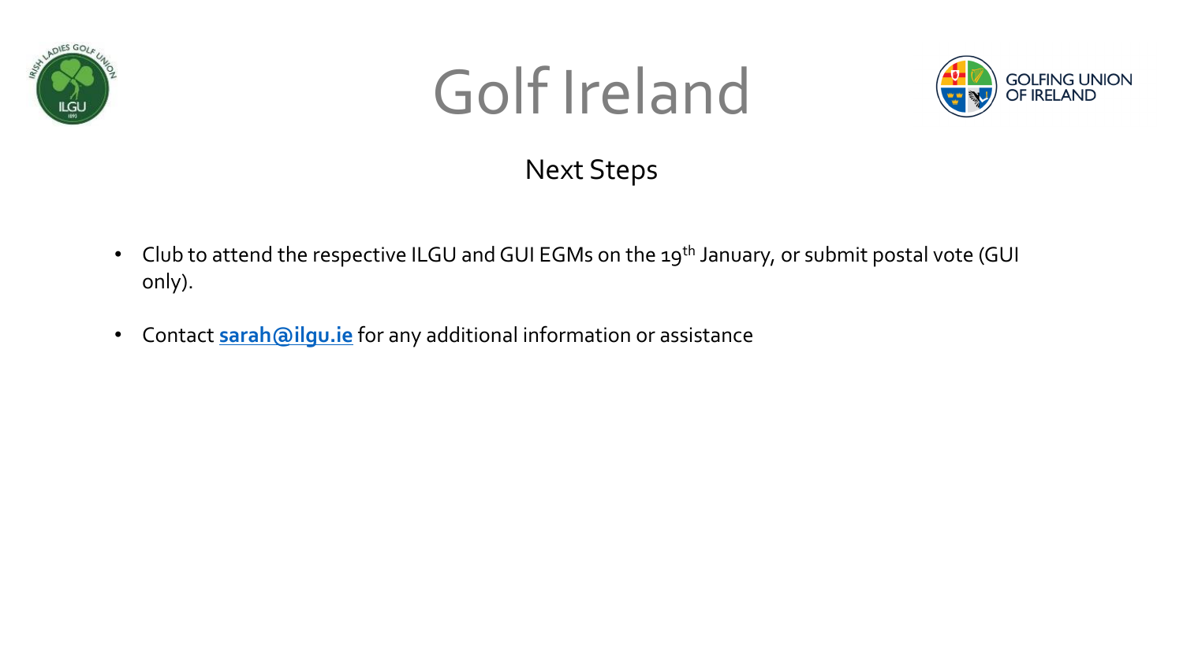# Golf Ireland

## Next Steps

- Club to attend the respective ILGU and GUI EGMs on the 19th January, or submit postal vote (GUI only).
- Contact **sarah@ilgu.ie** for any additional information or assistance